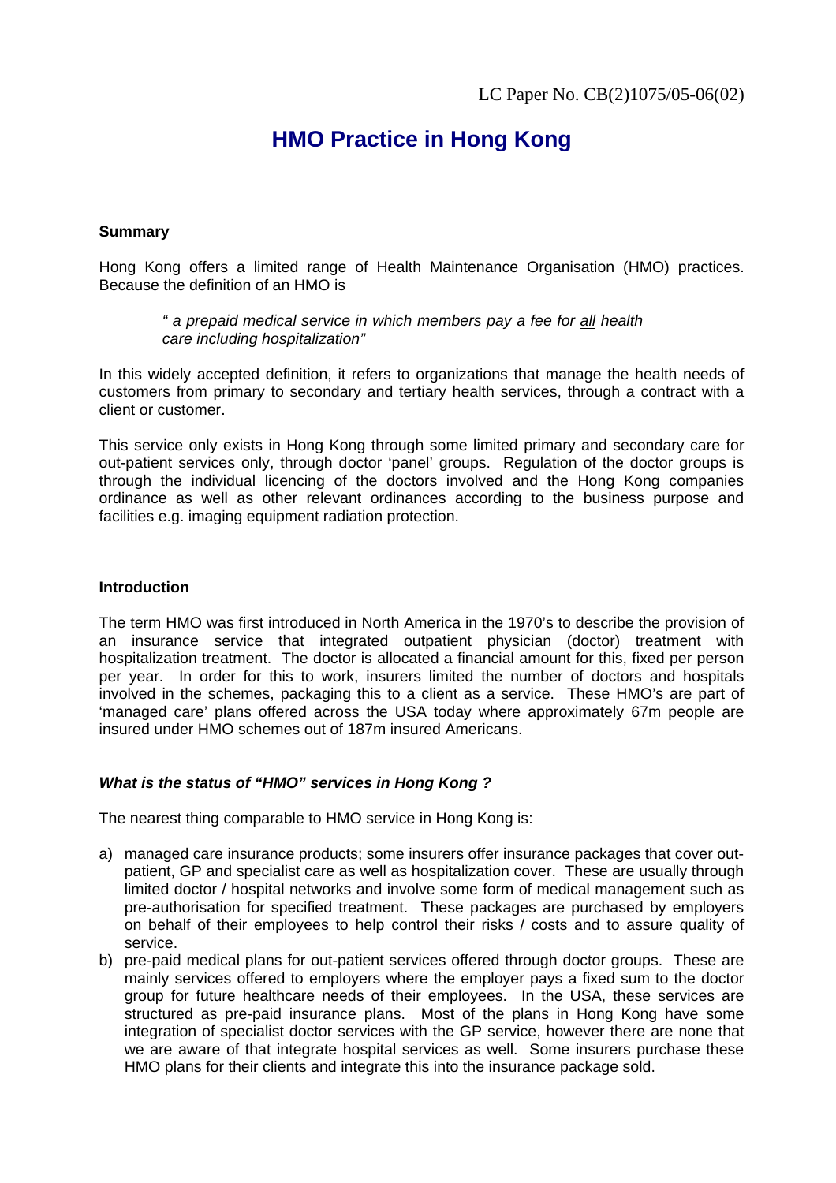LC Paper No. CB(2)1075/05-06(02)

# HMO Practice in Hong Kong

**Summary**

Hong Kong offers a limited range of Health Maintenance Organisation (HMO) practices. Because the definition of an HMO is

> *" a prepaid medical service in which members pay a fee for all health care including hospitalization"*

In this widely accepted definition, it refers to organizations that manage the health needs of customers from primary to secondary and tertiary health services, through a contract with a client or customer.

This service only exists in Hong Kong through some limited primary and secondary care for out-patient services only, through doctor 'panel' groups. Regulation of the doctor groups is through the individual licencing of the doctors involved and the Hong Kong companies ordinance as well as other relevant ordinances according to the business purpose and facilities e.g. imaging equipment radiation protection.

**Introduction**

The term HMO was first introduced in North America in the 1970's to describe the provision of an insurance service that integrated outpatient physician (doctor) treatment with hospitalization treatment. The doctor is allocated a financial amount for this, fixed per person per year. In order for this to work, insurers limited the number of doctors and hospitals involved in the schemes, packaging this to a client as a service. These HMO's are part of 'managed care' plans offered across the USA today where approximately 67m people are insured under HMO schemes out of 187m insured Americans.

***What is the status of "HMO" services in Hong Kong ?***

The nearest thing comparable to HMO service in Hong Kong is:

a) managed care insurance products; some insurers offer insurance packages that cover out-patient, GP and specialist care as well as hospitalization cover. These are usually through limited doctor / hospital networks and involve some form of medical management such as pre-authorisation for specified treatment. These packages are purchased by employers on behalf of their employees to help control their risks / costs and to assure quality of service.
b) pre-paid medical plans for out-patient services offered through doctor groups. These are mainly services offered to employers where the employer pays a fixed sum to the doctor group for future healthcare needs of their employees. In the USA, these services are structured as pre-paid insurance plans. Most of the plans in Hong Kong have some integration of specialist doctor services with the GP service, however there are none that we are aware of that integrate hospital services as well. Some insurers purchase these HMO plans for their clients and integrate this into the insurance package sold.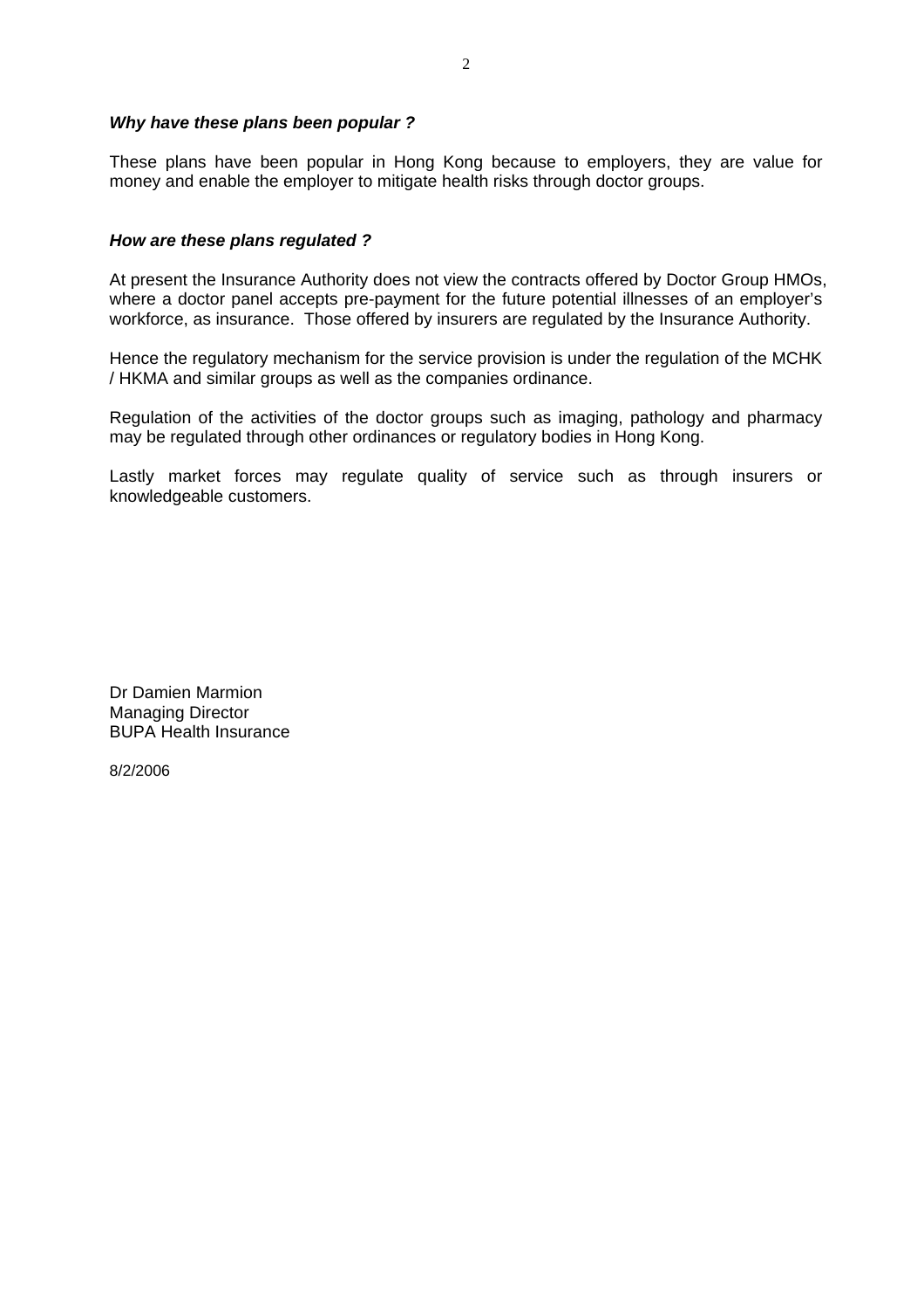***Why have these plans been popular ?***

These plans have been popular in Hong Kong because to employers, they are value for money and enable the employer to mitigate health risks through doctor groups.

***How are these plans regulated ?***

At present the Insurance Authority does not view the contracts offered by Doctor Group HMOs, where a doctor panel accepts pre-payment for the future potential illnesses of an employer's workforce, as insurance. Those offered by insurers are regulated by the Insurance Authority.

Hence the regulatory mechanism for the service provision is under the regulation of the MCHK / HKMA and similar groups as well as the companies ordinance.

Regulation of the activities of the doctor groups such as imaging, pathology and pharmacy may be regulated through other ordinances or regulatory bodies in Hong Kong.

Lastly market forces may regulate quality of service such as through insurers or knowledgeable customers.

Dr Damien Marmion
Managing Director
BUPA Health Insurance

8/2/2006